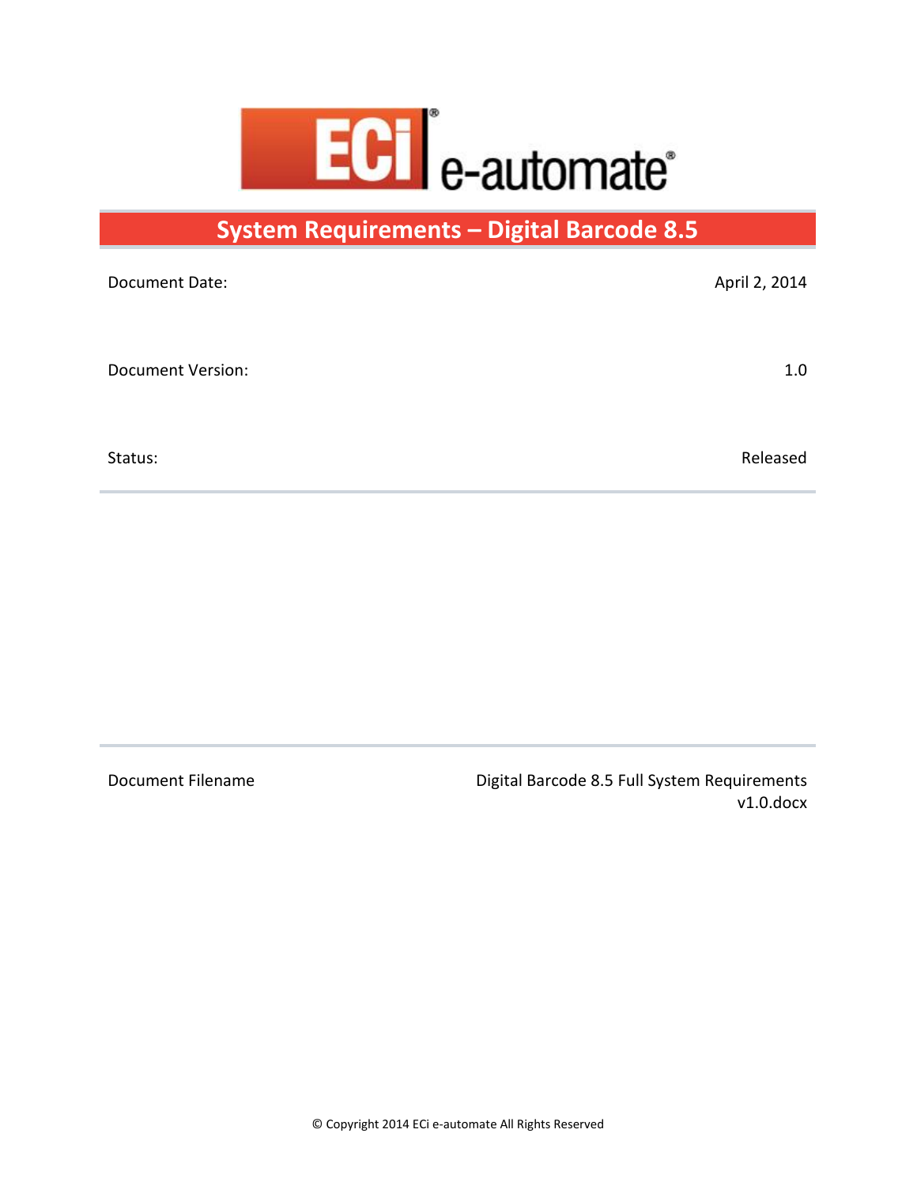ECi e-automate

# System Requirements – Digital Barcode 8.5

| | |
|---|---|
| Document Date: | April 2, 2014 |
| Document Version: | 1.0 |
| Status: | Released |

| | |
|---|---|
| Document Filename | Digital Barcode 8.5 Full System Requirements v1.0.docx |

© Copyright 2014 ECi e-automate All Rights Reserved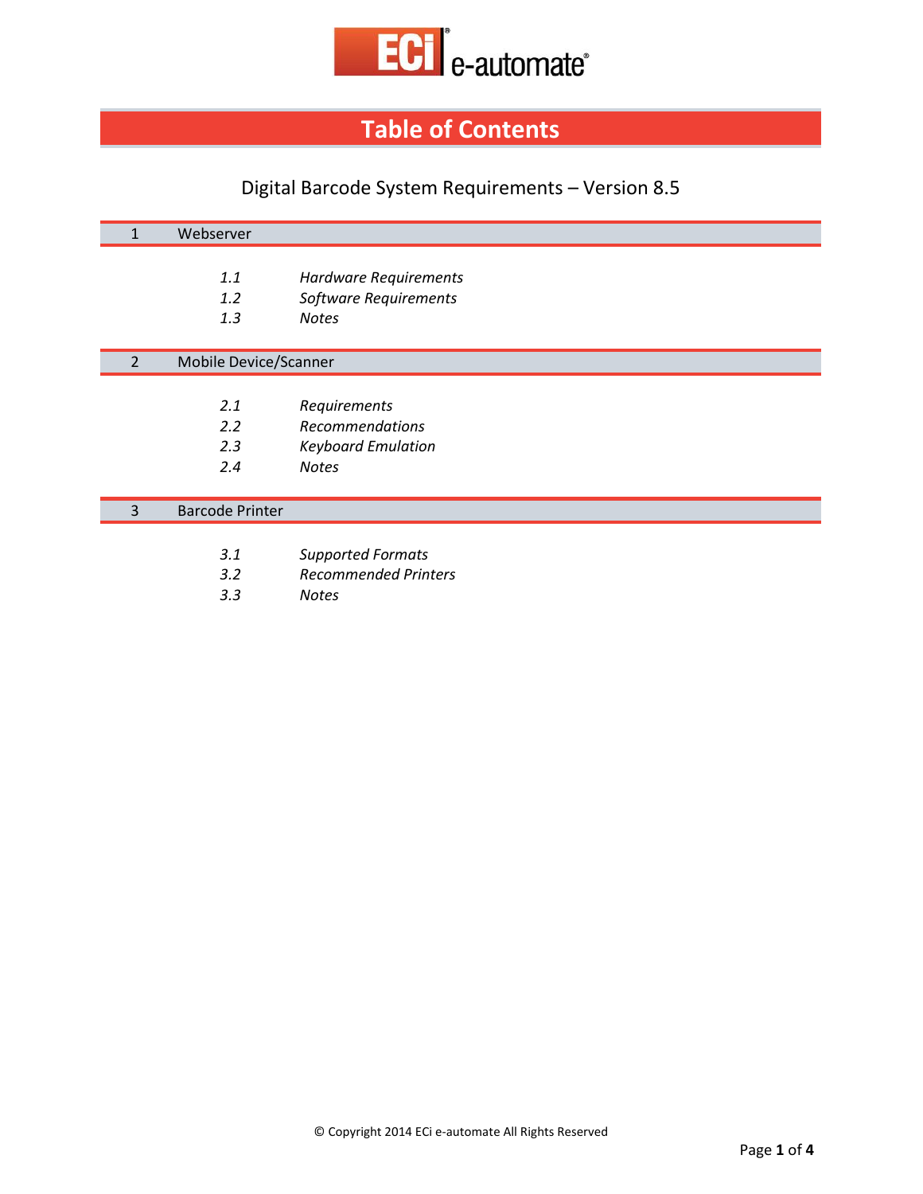# Table of Contents

## Digital Barcode System Requirements – Version 8.5

| 1 | Webserver |
|---|---|
| *1.1* | *Hardware Requirements* |
| *1.2* | *Software Requirements* |
| *1.3* | *Notes* |

| 2 | Mobile Device/Scanner |
|---|---|
| *2.1* | *Requirements* |
| *2.2* | *Recommendations* |
| *2.3* | *Keyboard Emulation* |
| *2.4* | *Notes* |

| 3 | Barcode Printer |
|---|---|
| *3.1* | *Supported Formats* |
| *3.2* | *Recommended Printers* |
| *3.3* | *Notes* |

© Copyright 2014 ECi e-automate All Rights Reserved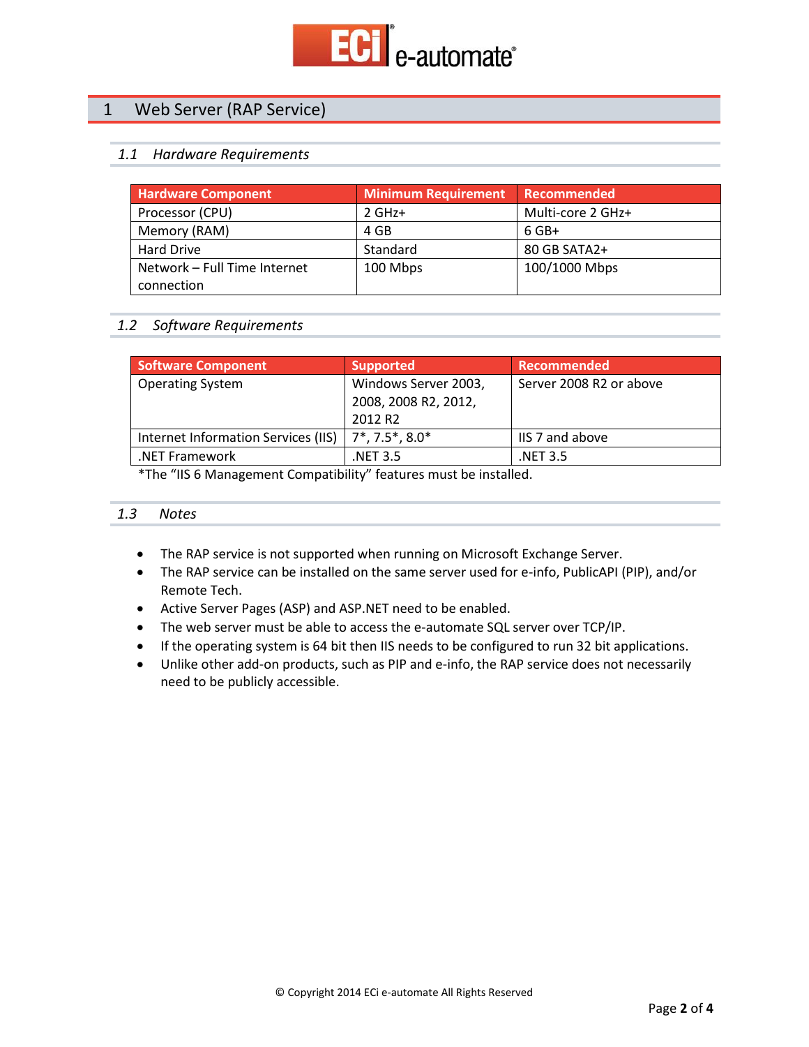# 1 Web Server (RAP Service)

## 1.1 *Hardware Requirements*

| Hardware Component | Minimum Requirement | Recommended |
|---|---|---|
| Processor (CPU) | 2 GHz+ | Multi-core 2 GHz+ |
| Memory (RAM) | 4 GB | 6 GB+ |
| Hard Drive | Standard | 80 GB SATA2+ |
| Network – Full Time Internet connection | 100 Mbps | 100/1000 Mbps |

## 1.2 *Software Requirements*

| Software Component | Supported | Recommended |
|---|---|---|
| Operating System | Windows Server 2003, 2008, 2008 R2, 2012, 2012 R2 | Server 2008 R2 or above |
| Internet Information Services (IIS) | 7*, 7.5*, 8.0* | IIS 7 and above |
| .NET Framework | .NET 3.5 | .NET 3.5 |

*The "IIS 6 Management Compatibility" features must be installed.

## 1.3 *Notes*

- The RAP service is not supported when running on Microsoft Exchange Server.
- The RAP service can be installed on the same server used for e-info, PublicAPI (PIP), and/or Remote Tech.
- Active Server Pages (ASP) and ASP.NET need to be enabled.
- The web server must be able to access the e-automate SQL server over TCP/IP.
- If the operating system is 64 bit then IIS needs to be configured to run 32 bit applications.
- Unlike other add-on products, such as PIP and e-info, the RAP service does not necessarily need to be publicly accessible.

© Copyright 2014 ECi e-automate All Rights Reserved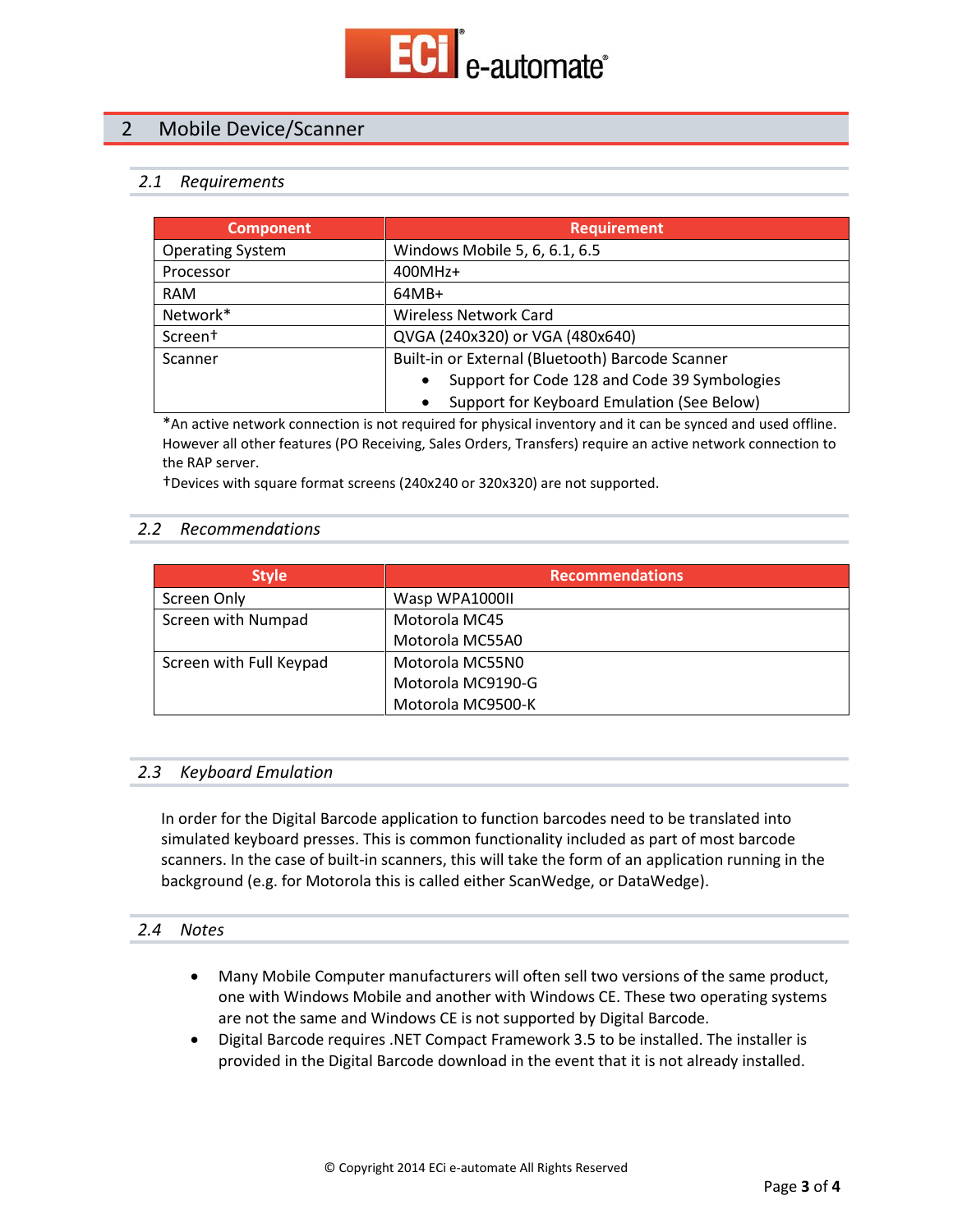## 2 Mobile Device/Scanner

### 2.1 Requirements

| Component | Requirement |
|---|---|
| Operating System | Windows Mobile 5, 6, 6.1, 6.5 |
| Processor | 400MHz+ |
| RAM | 64MB+ |
| Network* | Wireless Network Card |
| Screen† | QVGA (240x320) or VGA (480x640) |
| Scanner | Built-in or External (Bluetooth) Barcode Scanner<br>• Support for Code 128 and Code 39 Symbologies<br>• Support for Keyboard Emulation (See Below) |

*An active network connection is not required for physical inventory and it can be synced and used offline. However all other features (PO Receiving, Sales Orders, Transfers) require an active network connection to the RAP server.

†Devices with square format screens (240x240 or 320x320) are not supported.

### 2.2 Recommendations

| Style | Recommendations |
|---|---|
| Screen Only | Wasp WPA1000II |
| Screen with Numpad | Motorola MC45<br>Motorola MC55A0 |
| Screen with Full Keypad | Motorola MC55N0<br>Motorola MC9190-G<br>Motorola MC9500-K |

### 2.3 Keyboard Emulation

In order for the Digital Barcode application to function barcodes need to be translated into simulated keyboard presses. This is common functionality included as part of most barcode scanners. In the case of built-in scanners, this will take the form of an application running in the background (e.g. for Motorola this is called either ScanWedge, or DataWedge).

### 2.4 Notes

- Many Mobile Computer manufacturers will often sell two versions of the same product, one with Windows Mobile and another with Windows CE. These two operating systems are not the same and Windows CE is not supported by Digital Barcode.
- Digital Barcode requires .NET Compact Framework 3.5 to be installed. The installer is provided in the Digital Barcode download in the event that it is not already installed.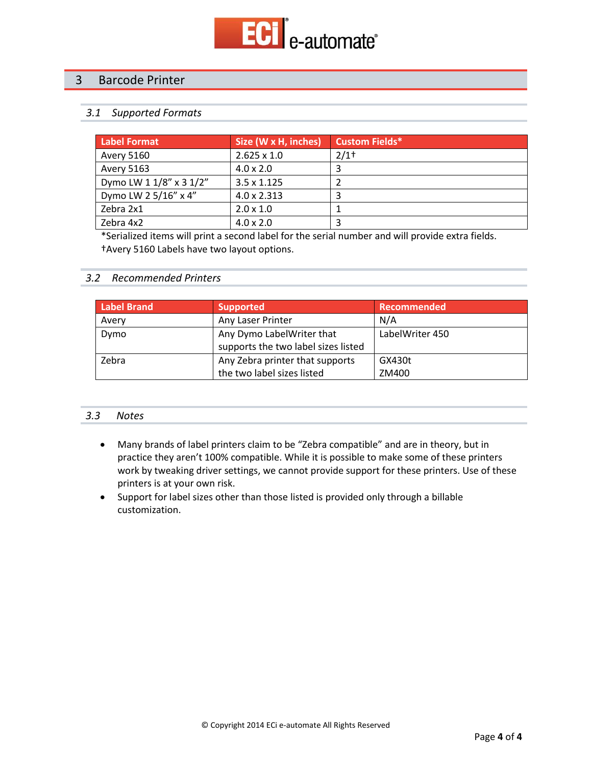# 3 Barcode Printer

## 3.1 Supported Formats

| Label Format | Size (W x H, inches) | Custom Fields* |
| --- | --- | --- |
| Avery 5160 | 2.625 x 1.0 | 2/1† |
| Avery 5163 | 4.0 x 2.0 | 3 |
| Dymo LW 1 1/8” x 3 1/2” | 3.5 x 1.125 | 2 |
| Dymo LW 2 5/16” x 4” | 4.0 x 2.313 | 3 |
| Zebra 2x1 | 2.0 x 1.0 | 1 |
| Zebra 4x2 | 4.0 x 2.0 | 3 |

*Serialized items will print a second label for the serial number and will provide extra fields.
†Avery 5160 Labels have two layout options.

## 3.2 Recommended Printers

| Label Brand | Supported | Recommended |
| --- | --- | --- |
| Avery | Any Laser Printer | N/A |
| Dymo | Any Dymo LabelWriter that supports the two label sizes listed | LabelWriter 450 |
| Zebra | Any Zebra printer that supports the two label sizes listed | GX430t<br>ZM400 |

## 3.3 Notes

- Many brands of label printers claim to be “Zebra compatible” and are in theory, but in practice they aren’t 100% compatible. While it is possible to make some of these printers work by tweaking driver settings, we cannot provide support for these printers. Use of these printers is at your own risk.
- Support for label sizes other than those listed is provided only through a billable customization.

© Copyright 2014 ECi e-automate All Rights Reserved